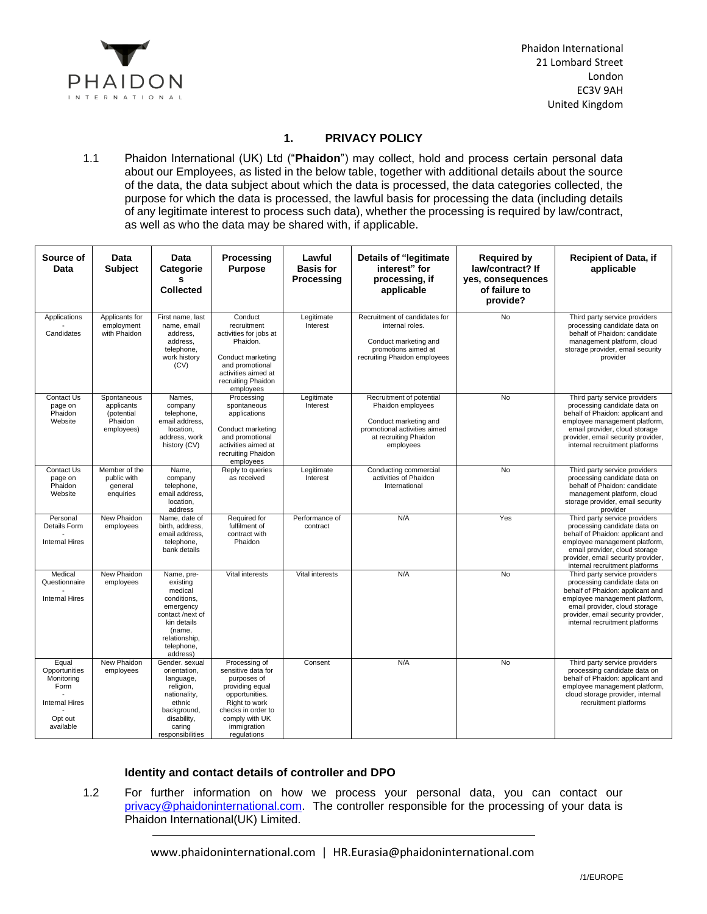Phaidon International
21 Lombard Street
London
EC3V 9AH
United Kingdom

## 1. PRIVACY POLICY

1.1 Phaidon International (UK) Ltd ("**Phaidon**") may collect, hold and process certain personal data about our Employees, as listed in the below table, together with additional details about the source of the data, the data subject about which the data is processed, the data categories collected, the purpose for which the data is processed, the lawful basis for processing the data (including details of any legitimate interest to process such data), whether the processing is required by law/contract, as well as who the data may be shared with, if applicable.

| Source of Data | Data Subject | Data Categories Collected | Processing Purpose | Lawful Basis for Processing | Details of "legitimate interest" for processing, if applicable | Required by law/contract? If yes, consequences of failure to provide? | Recipient of Data, if applicable |
|---|---|---|---|---|---|---|---|
| Applications - Candidates | Applicants for employment with Phaidon | First name, last name, email address, address, telephone, work history (CV) | Conduct recruitment activities for jobs at Phaidon. Conduct marketing and promotional activities aimed at recruiting Phaidon employees | Legitimate Interest | Recruitment of candidates for internal roles. Conduct marketing and promotions aimed at recruiting Phaidon employees | No | Third party service providers processing candidate data on behalf of Phaidon: candidate management platform, cloud storage provider, email security provider |
| Contact Us page on Phaidon Website | Spontaneous applicants (potential Phaidon employees) | Names, company telephone, email address, location, address, work history (CV) | Processing spontaneous applications Conduct marketing and promotional activities aimed at recruiting Phaidon employees | Legitimate Interest | Recruitment of potential Phaidon employees Conduct marketing and promotional activities aimed at recruiting Phaidon employees | No | Third party service providers processing candidate data on behalf of Phaidon: applicant and employee management platform, email provider, cloud storage provider, email security provider, internal recruitment platforms |
| Contact Us page on Phaidon Website | Member of the public with general enquiries | Name, company telephone, email address, location, address | Reply to queries as received | Legitimate Interest | Conducting commercial activities of Phaidon International | No | Third party service providers processing candidate data on behalf of Phaidon: candidate management platform, cloud storage provider, email security provider |
| Personal Details Form - Internal Hires | New Phaidon employees | Name, date of birth, address, email address, telephone, bank details | Required for fulfilment of contract with Phaidon | Performance of contract | N/A | Yes | Third party service providers processing candidate data on behalf of Phaidon: applicant and employee management platform, email provider, cloud storage provider, email security provider, internal recruitment platforms |
| Medical Questionnaire - Internal Hires | New Phaidon employees | Name, pre-existing medical conditions, emergency contact /next of kin details (name, relationship, telephone, address) | Vital interests | Vital interests | N/A | No | Third party service providers processing candidate data on behalf of Phaidon: applicant and employee management platform, email provider, cloud storage provider, email security provider, internal recruitment platforms |
| Equal Opportunities Monitoring Form - Internal Hires - Opt out available | New Phaidon employees | Gender. sexual orientation, language, religion, nationality, ethnic background, disability, caring responsibilities | Processing of sensitive data for purposes of providing equal opportunities. Right to work checks in order to comply with UK immigration regulations | Consent | N/A | No | Third party service providers processing candidate data on behalf of Phaidon: applicant and employee management platform, cloud storage provider, internal recruitment platforms |

**Identity and contact details of controller and DPO**

1.2 For further information on how we process your personal data, you can contact our privacy@phaidoninternational.com. The controller responsible for the processing of your data is Phaidon International(UK) Limited.

www.phaidoninternational.com | HR.Eurasia@phaidoninternational.com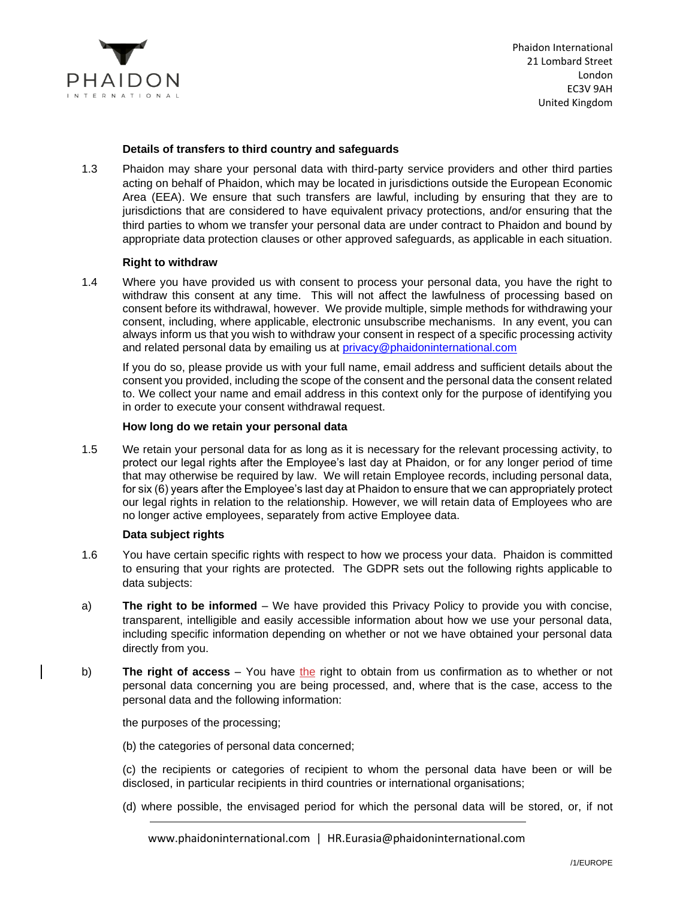### Details of transfers to third country and safeguards

1.3 Phaidon may share your personal data with third-party service providers and other third parties acting on behalf of Phaidon, which may be located in jurisdictions outside the European Economic Area (EEA). We ensure that such transfers are lawful, including by ensuring that they are to jurisdictions that are considered to have equivalent privacy protections, and/or ensuring that the third parties to whom we transfer your personal data are under contract to Phaidon and bound by appropriate data protection clauses or other approved safeguards, as applicable in each situation.

### Right to withdraw

1.4 Where you have provided us with consent to process your personal data, you have the right to withdraw this consent at any time. This will not affect the lawfulness of processing based on consent before its withdrawal, however. We provide multiple, simple methods for withdrawing your consent, including, where applicable, electronic unsubscribe mechanisms. In any event, you can always inform us that you wish to withdraw your consent in respect of a specific processing activity and related personal data by emailing us at privacy@phaidoninternational.com

If you do so, please provide us with your full name, email address and sufficient details about the consent you provided, including the scope of the consent and the personal data the consent related to. We collect your name and email address in this context only for the purpose of identifying you in order to execute your consent withdrawal request.

### How long do we retain your personal data

1.5 We retain your personal data for as long as it is necessary for the relevant processing activity, to protect our legal rights after the Employee's last day at Phaidon, or for any longer period of time that may otherwise be required by law. We will retain Employee records, including personal data, for six (6) years after the Employee's last day at Phaidon to ensure that we can appropriately protect our legal rights in relation to the relationship. However, we will retain data of Employees who are no longer active employees, separately from active Employee data.

### Data subject rights

1.6 You have certain specific rights with respect to how we process your data. Phaidon is committed to ensuring that your rights are protected. The GDPR sets out the following rights applicable to data subjects:

a) **The right to be informed** – We have provided this Privacy Policy to provide you with concise, transparent, intelligible and easily accessible information about how we use your personal data, including specific information depending on whether or not we have obtained your personal data directly from you.

b) **The right of access** – You have the right to obtain from us confirmation as to whether or not personal data concerning you are being processed, and, where that is the case, access to the personal data and the following information:

the purposes of the processing;

(b) the categories of personal data concerned;

(c) the recipients or categories of recipient to whom the personal data have been or will be disclosed, in particular recipients in third countries or international organisations;

(d) where possible, the envisaged period for which the personal data will be stored, or, if not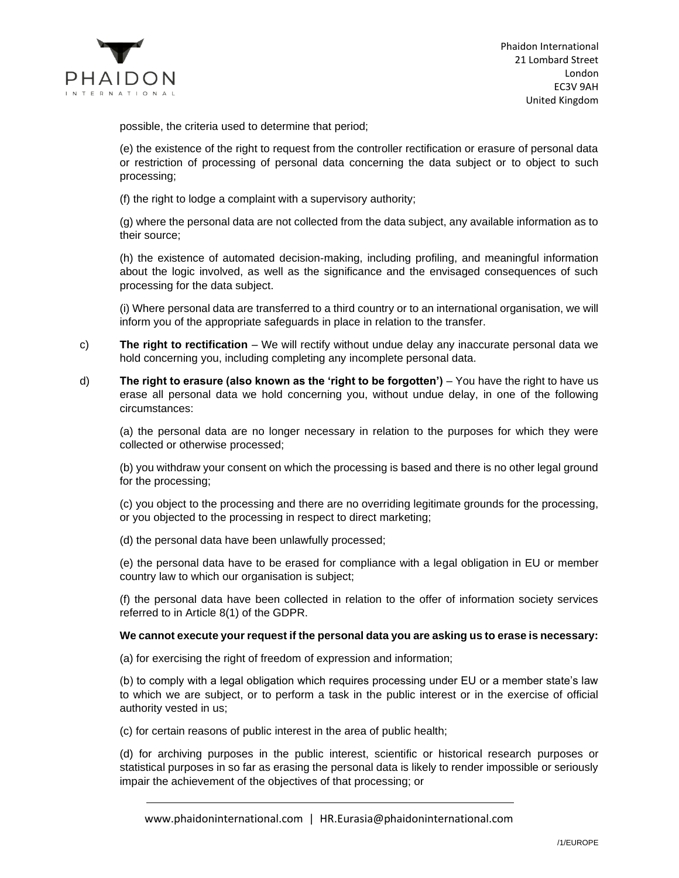possible, the criteria used to determine that period;

(e) the existence of the right to request from the controller rectification or erasure of personal data or restriction of processing of personal data concerning the data subject or to object to such processing;

(f) the right to lodge a complaint with a supervisory authority;

(g) where the personal data are not collected from the data subject, any available information as to their source;

(h) the existence of automated decision-making, including profiling, and meaningful information about the logic involved, as well as the significance and the envisaged consequences of such processing for the data subject.

(i) Where personal data are transferred to a third country or to an international organisation, we will inform you of the appropriate safeguards in place in relation to the transfer.

c) **The right to rectification** – We will rectify without undue delay any inaccurate personal data we hold concerning you, including completing any incomplete personal data.

d) **The right to erasure (also known as the 'right to be forgotten')** – You have the right to have us erase all personal data we hold concerning you, without undue delay, in one of the following circumstances:

(a) the personal data are no longer necessary in relation to the purposes for which they were collected or otherwise processed;

(b) you withdraw your consent on which the processing is based and there is no other legal ground for the processing;

(c) you object to the processing and there are no overriding legitimate grounds for the processing, or you objected to the processing in respect to direct marketing;

(d) the personal data have been unlawfully processed;

(e) the personal data have to be erased for compliance with a legal obligation in EU or member country law to which our organisation is subject;

(f) the personal data have been collected in relation to the offer of information society services referred to in Article 8(1) of the GDPR.

**We cannot execute your request if the personal data you are asking us to erase is necessary:**

(a) for exercising the right of freedom of expression and information;

(b) to comply with a legal obligation which requires processing under EU or a member state's law to which we are subject, or to perform a task in the public interest or in the exercise of official authority vested in us;

(c) for certain reasons of public interest in the area of public health;

(d) for archiving purposes in the public interest, scientific or historical research purposes or statistical purposes in so far as erasing the personal data is likely to render impossible or seriously impair the achievement of the objectives of that processing; or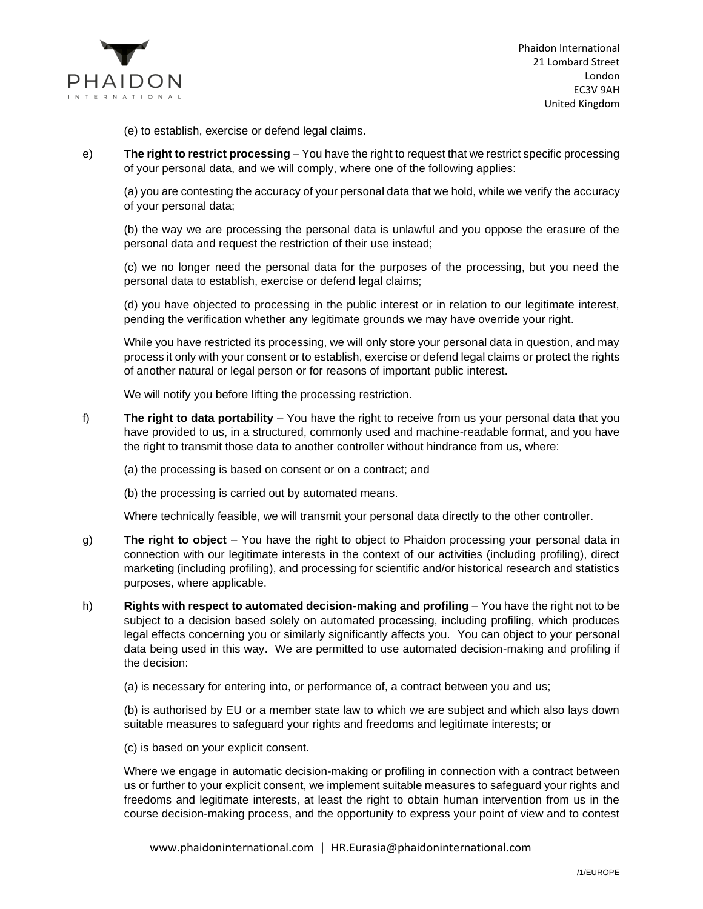(e) to establish, exercise or defend legal claims.

e) **The right to restrict processing** – You have the right to request that we restrict specific processing of your personal data, and we will comply, where one of the following applies:

(a) you are contesting the accuracy of your personal data that we hold, while we verify the accuracy of your personal data;

(b) the way we are processing the personal data is unlawful and you oppose the erasure of the personal data and request the restriction of their use instead;

(c) we no longer need the personal data for the purposes of the processing, but you need the personal data to establish, exercise or defend legal claims;

(d) you have objected to processing in the public interest or in relation to our legitimate interest, pending the verification whether any legitimate grounds we may have override your right.

While you have restricted its processing, we will only store your personal data in question, and may process it only with your consent or to establish, exercise or defend legal claims or protect the rights of another natural or legal person or for reasons of important public interest.

We will notify you before lifting the processing restriction.

f) **The right to data portability** – You have the right to receive from us your personal data that you have provided to us, in a structured, commonly used and machine-readable format, and you have the right to transmit those data to another controller without hindrance from us, where:

(a) the processing is based on consent or on a contract; and

(b) the processing is carried out by automated means.

Where technically feasible, we will transmit your personal data directly to the other controller.

g) **The right to object** – You have the right to object to Phaidon processing your personal data in connection with our legitimate interests in the context of our activities (including profiling), direct marketing (including profiling), and processing for scientific and/or historical research and statistics purposes, where applicable.

h) **Rights with respect to automated decision-making and profiling** – You have the right not to be subject to a decision based solely on automated processing, including profiling, which produces legal effects concerning you or similarly significantly affects you. You can object to your personal data being used in this way. We are permitted to use automated decision-making and profiling if the decision:

(a) is necessary for entering into, or performance of, a contract between you and us;

(b) is authorised by EU or a member state law to which we are subject and which also lays down suitable measures to safeguard your rights and freedoms and legitimate interests; or

(c) is based on your explicit consent.

Where we engage in automatic decision-making or profiling in connection with a contract between us or further to your explicit consent, we implement suitable measures to safeguard your rights and freedoms and legitimate interests, at least the right to obtain human intervention from us in the course decision-making process, and the opportunity to express your point of view and to contest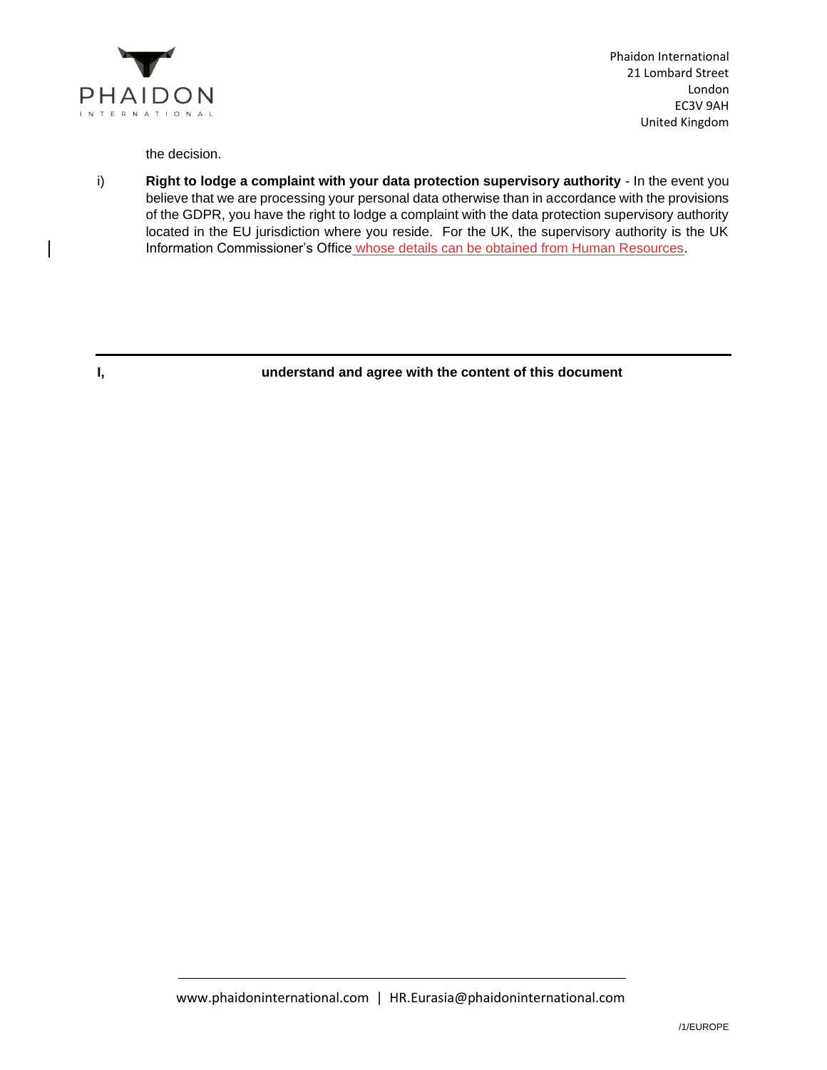the decision.

i) **Right to lodge a complaint with your data protection supervisory authority** - In the event you believe that we are processing your personal data otherwise than in accordance with the provisions of the GDPR, you have the right to lodge a complaint with the data protection supervisory authority located in the EU jurisdiction where you reside. For the UK, the supervisory authority is the UK Information Commissioner's Office whose details can be obtained from Human Resources.

---

**I, understand and agree with the content of this document**